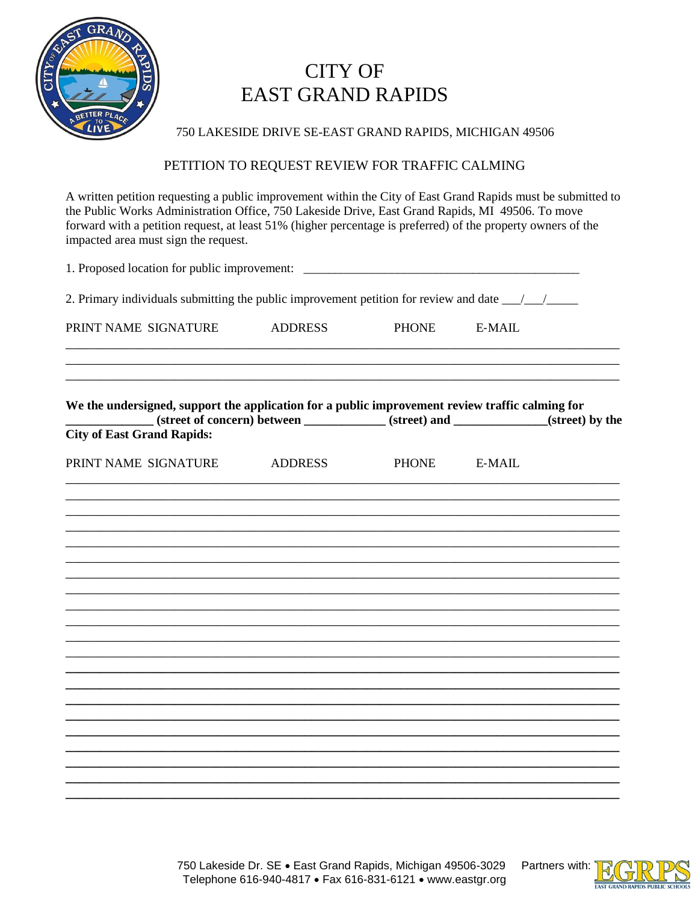# CITY OF EAST GRAND RAPIDS

750 LAKESIDE DRIVE SE-EAST GRAND RAPIDS, MICHIGAN 49506

## PETITION TO REQUEST REVIEW FOR TRAFFIC CALMING

A written petition requesting a public improvement within the City of East Grand Rapids must be submitted to the Public Works Administration Office, 750 Lakeside Drive, East Grand Rapids, MI 49506. To move forward with a petition request, at least 51% (higher percentage is preferred) of the property owners of the impacted area must sign the request.

1. Proposed location for public improvement: ____________________________________________

2. Primary individuals submitting the public improvement petition for review and date ___/___/_____

| PRINT NAME | SIGNATURE | ADDRESS | PHONE | E-MAIL |
|---|---|---|---|---|
| | | | | |
| | | | | |
| | | | | |

**We the undersigned, support the application for a public improvement review traffic calming for _____________ (street of concern) between _____________ (street) and ______________(street) by the City of East Grand Rapids:**

| PRINT NAME | SIGNATURE | ADDRESS | PHONE | E-MAIL |
|---|---|---|---|---|
| | | | | |
| | | | | |
| | | | | |
| | | | | |
| | | | | |
| | | | | |
| | | | | |
| | | | | |
| | | | | |
| | | | | |
| | | | | |
| | | | | |
| | | | | |
| | | | | |
| | | | | |
| | | | | |
| | | | | |
| | | | | |
| | | | | |
| | | | | |
| | | | | |

750 Lakeside Dr. SE • East Grand Rapids, Michigan 49506-3029 Partners with: EGRPS East Grand Rapids Public Schools
Telephone 616-940-4817 • Fax 616-831-6121 • www.eastgr.org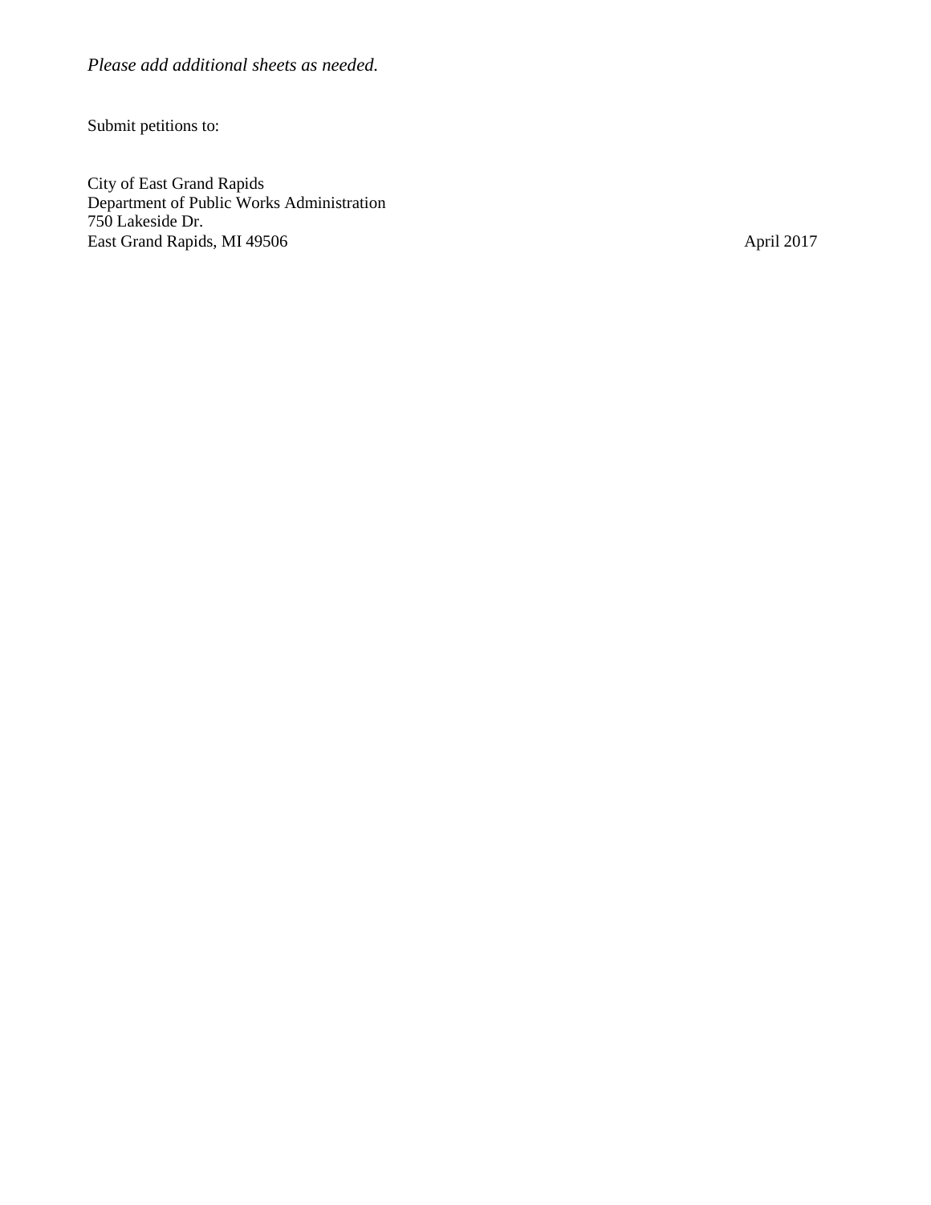*Please add additional sheets as needed.*

Submit petitions to:

City of East Grand Rapids
Department of Public Works Administration
750 Lakeside Dr.
East Grand Rapids, MI 49506

April 2017